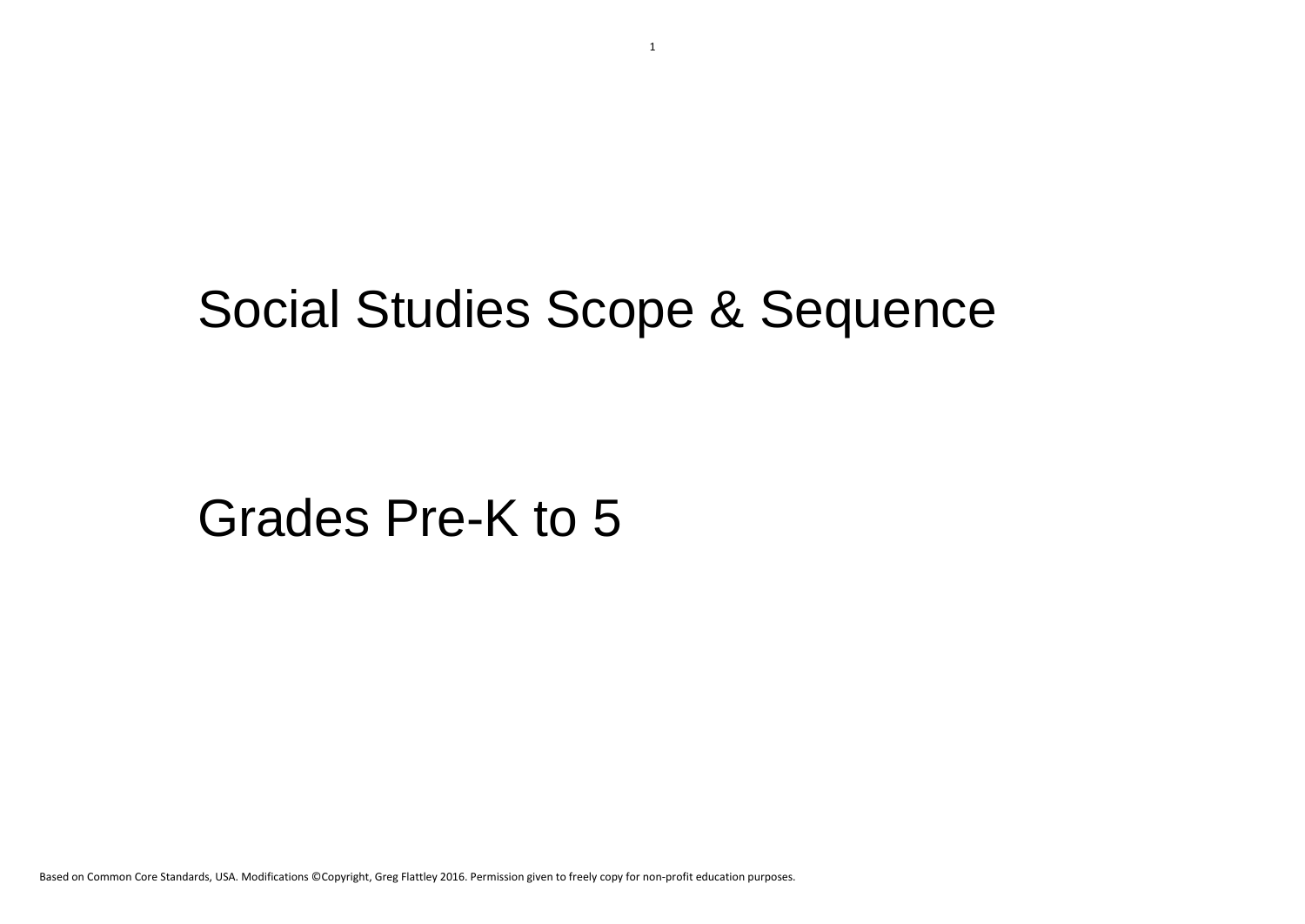# Social Studies Scope & Sequence

## Grades Pre-K to 5

Based on Common Core Standards, USA. Modifications ©Copyright, Greg Flattley 2016. Permission given to freely copy for non-profit education purposes.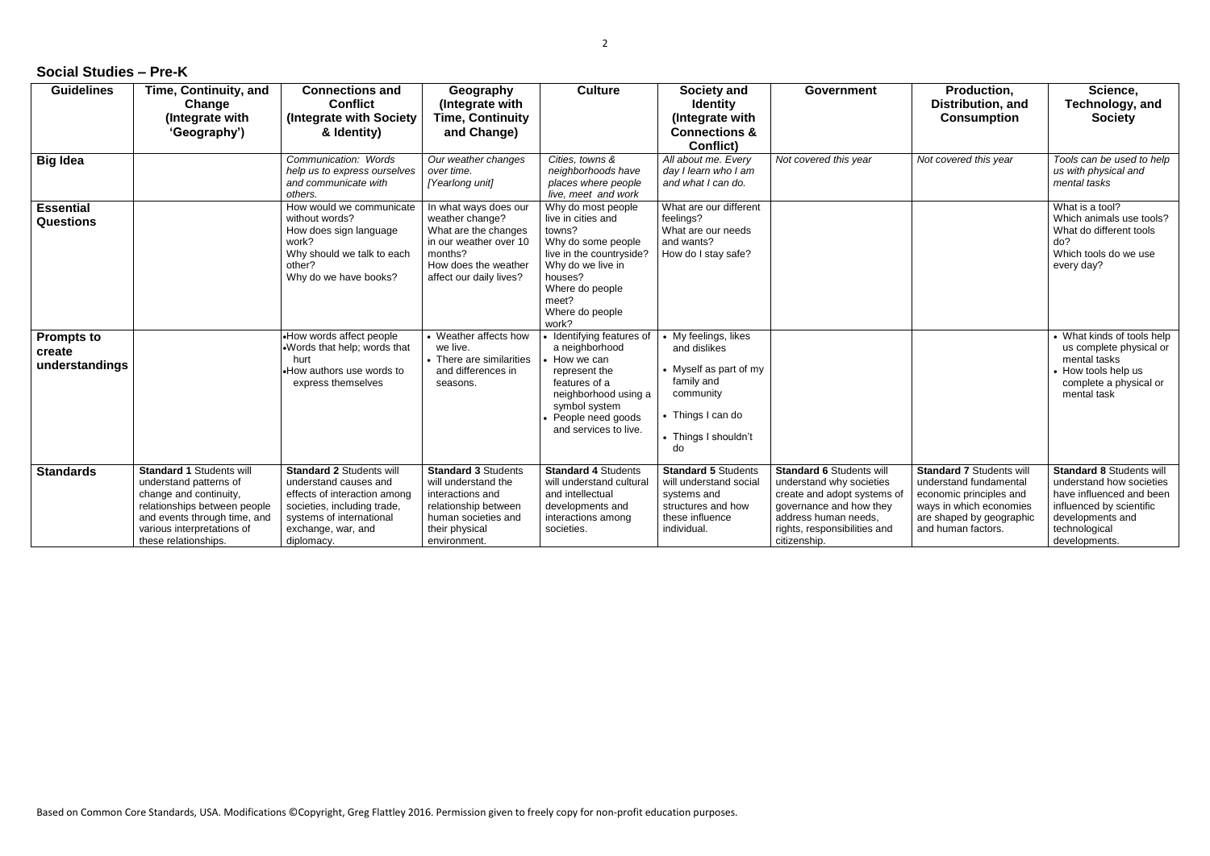## Social Studies – Pre-K

| Guidelines | Time, Continuity, and Change (Integrate with 'Geography') | Connections and Conflict (Integrate with Society & Identity) | Geography (Integrate with Time, Continuity and Change) | Culture | Society and Identity (Integrate with Connections & Conflict) | Government | Production, Distribution, and Consumption | Science, Technology, and Society |
|---|---|---|---|---|---|---|---|---|
| **Big Idea** | | *Communication: Words help us to express ourselves and communicate with others.* | *Our weather changes over time. [Yearlong unit]* | *Cities, towns & neighborhoods have places where people live, meet and work* | *All about me. Every day I learn who I am and what I can do.* | *Not covered this year* | *Not covered this year* | *Tools can be used to help us with physical and mental tasks* |
| **Essential Questions** | | How would we communicate without words?<br>How does sign language work?<br>Why should we talk to each other?<br>Why do we have books? | In what ways does our weather change?<br>What are the changes in our weather over 10 months?<br>How does the weather affect our daily lives? | Why do most people live in cities and towns?<br>Why do some people live in the countryside?<br>Why do we live in houses?<br>Where do people meet?<br>Where do people work? | What are our different feelings?<br>What are our needs and wants?<br>How do I stay safe? | | | What is a tool?<br>Which animals use tools?<br>What do different tools do?<br>Which tools do we use every day? |
| **Prompts to create understandings** | | • How words affect people<br>• Words that help; words that hurt<br>• How authors use words to express themselves | • Weather affects how we live.<br>• There are similarities and differences in seasons. | • Identifying features of a neighborhood<br>• How we can represent the features of a neighborhood using a symbol system<br>• People need goods and services to live. | • My feelings, likes and dislikes<br>• Myself as part of my family and community<br>• Things I can do<br>• Things I shouldn't do | | | • What kinds of tools help us complete physical or mental tasks<br>• How tools help us complete a physical or mental task |
| **Standards** | **Standard 1** Students will understand patterns of change and continuity, relationships between people and events through time, and various interpretations of these relationships. | **Standard 2** Students will understand causes and effects of interaction among societies, including trade, systems of international exchange, war, and diplomacy. | **Standard 3** Students will understand the interactions and relationship between human societies and their physical environment. | **Standard 4** Students will understand cultural and intellectual developments and interactions among societies. | **Standard 5** Students will understand social systems and structures and how these influence individual. | **Standard 6** Students will understand why societies create and adopt systems of governance and how they address human needs, rights, responsibilities and citizenship. | **Standard 7** Students will understand fundamental economic principles and ways in which economies are shaped by geographic and human factors. | **Standard 8** Students will understand how societies have influenced and been influenced by scientific developments and technological developments. |

Based on Common Core Standards, USA. Modifications ©Copyright, Greg Flattley 2016. Permission given to freely copy for non-profit education purposes.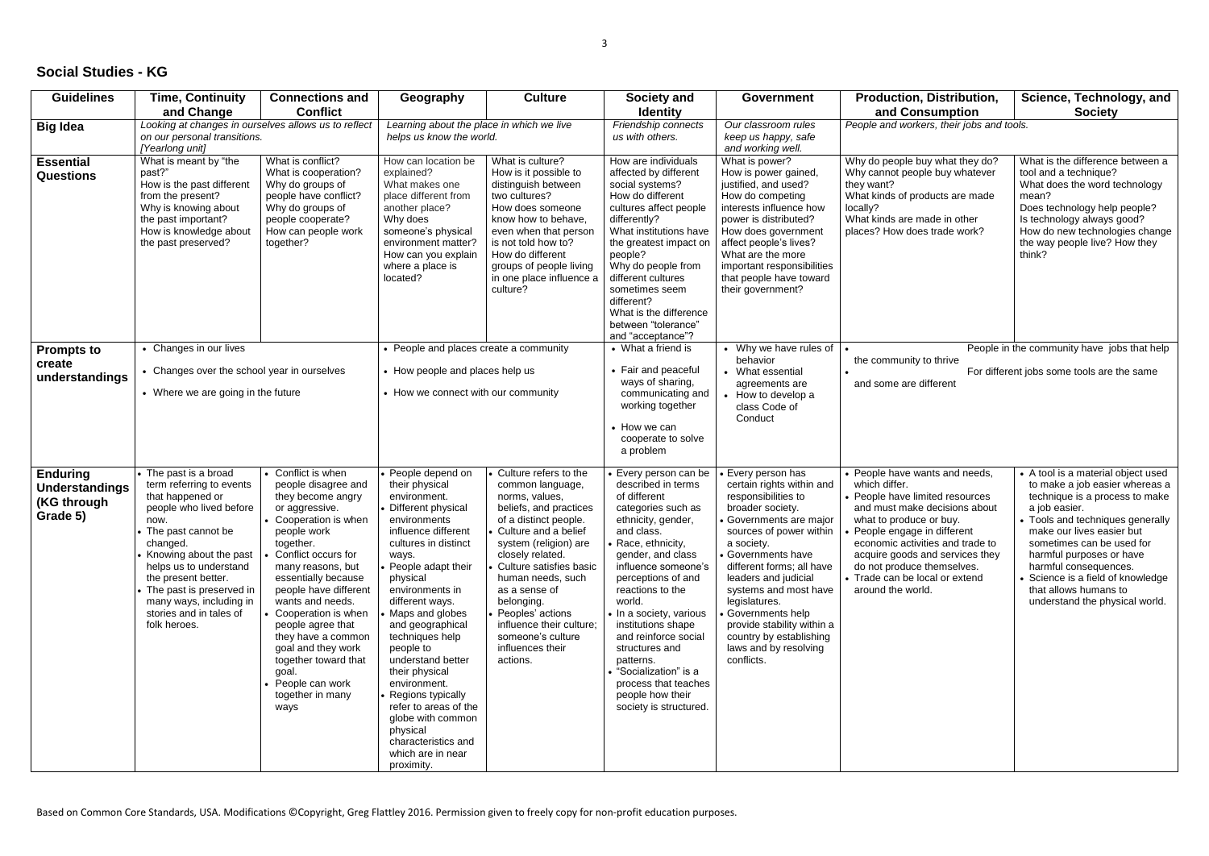## Social Studies - KG

| Guidelines | Time, Continuity and Change | Connections and Conflict | Geography | Culture | Society and Identity | Government | Production, Distribution, and Consumption | Science, Technology, and Society |
|---|---|---|---|---|---|---|---|---|
| **Big Idea** | *Looking at changes in ourselves allows us to reflect on our personal transitions. [Yearlong unit]* | | *Learning about the place in which we live helps us know the world.* | | *Friendship connects us with others.* | *Our classroom rules keep us happy, safe and working well.* | *People and workers, their jobs and tools.* | |
| **Essential Questions** | What is meant by "the past?" How is the past different from the present? Why is knowing about the past important? How is knowledge about the past preserved? | What is conflict? What is cooperation? Why do groups of people have conflict? Why do groups of people cooperate? How can people work together? | How can location be explained? What makes one place different from another place? Why does someone's physical environment matter? How can you explain where a place is located? | What is culture? How is it possible to distinguish between two cultures? How does someone know how to behave, even when that person is not told how to? How do different groups of people living in one place influence a culture? | How are individuals affected by different social systems? How do different cultures affect people differently? What institutions have the greatest impact on people? Why do people from different cultures sometimes seem different? What is the difference between "tolerance" and "acceptance"? | What is power? How is power gained, justified, and used? How do competing interests influence how power is distributed? How does government affect people's lives? What are the more important responsibilities that people have toward their government? | Why do people buy what they do? Why cannot people buy whatever they want? What kinds of products are made locally? What kinds are made in other places? How does trade work? | What is the difference between a tool and a technique? What does the word technology mean? Does technology help people? Is technology always good? How do new technologies change the way people live? How they think? |
| **Prompts to create understandings** | • Changes in our lives<br>• Changes over the school year in ourselves<br>• Where we are going in the future | | • People and places create a community<br>• How people and places help us<br>• How we connect with our community | | • What a friend is<br>• Fair and peaceful ways of sharing, communicating and working together<br>• How we can cooperate to solve a problem | • Why we have rules of behavior<br>• What essential agreements are<br>• How to develop a class Code of Conduct | • People in the community have jobs that help the community to thrive<br>• For different jobs some tools are the same and some are different | |
| **Enduring Understandings (KG through Grade 5)** | • The past is a broad term referring to events that happened or people who lived before now.<br>• The past cannot be changed.<br>• Knowing about the past helps us to understand the present better.<br>• The past is preserved in many ways, including in stories and in tales of folk heroes. | • Conflict is when people disagree and they become angry or aggressive.<br>• Cooperation is when people work together.<br>• Conflict occurs for many reasons, but essentially because people have different wants and needs.<br>• Cooperation is when people agree that they have a common goal and they work together toward that goal.<br>• People can work together in many ways | • People depend on their physical environment.<br>• Different physical environments influence different cultures in distinct ways.<br>• People adapt their physical environments in different ways.<br>• Maps and globes and geographical techniques help people to understand better their physical environment.<br>• Regions typically refer to areas of the globe with common physical characteristics and which are in near proximity. | • Culture refers to the common language, norms, values, beliefs, and practices of a distinct people.<br>• Culture and a belief system (religion) are closely related.<br>• Culture satisfies basic human needs, such as a sense of belonging.<br>• Peoples' actions influence their culture; someone's culture influences their actions. | • Every person can be described in terms of different categories such as ethnicity, gender, and class.<br>• Race, ethnicity, gender, and class influence someone's perceptions of and reactions to the world.<br>• In a society, various institutions shape and reinforce social structures and patterns.<br>• "Socialization" is a process that teaches people how their society is structured. | • Every person has certain rights within and responsibilities to broader society.<br>• Governments are major sources of power within a society.<br>• Governments have different forms; all have leaders and judicial systems and most have legislatures.<br>• Governments help provide stability within a country by establishing laws and by resolving conflicts. | • People have wants and needs, which differ.<br>• People have limited resources and must make decisions about what to produce or buy.<br>• People engage in different economic activities and trade to acquire goods and services they do not produce themselves.<br>• Trade can be local or extend around the world. | • A tool is a material object used to make a job easier whereas a technique is a process to make a job easier.<br>• Tools and techniques generally make our lives easier but sometimes can be used for harmful purposes or have harmful consequences.<br>• Science is a field of knowledge that allows humans to understand the physical world. |

Based on Common Core Standards, USA. Modifications ©Copyright, Greg Flattley 2016. Permission given to freely copy for non-profit education purposes.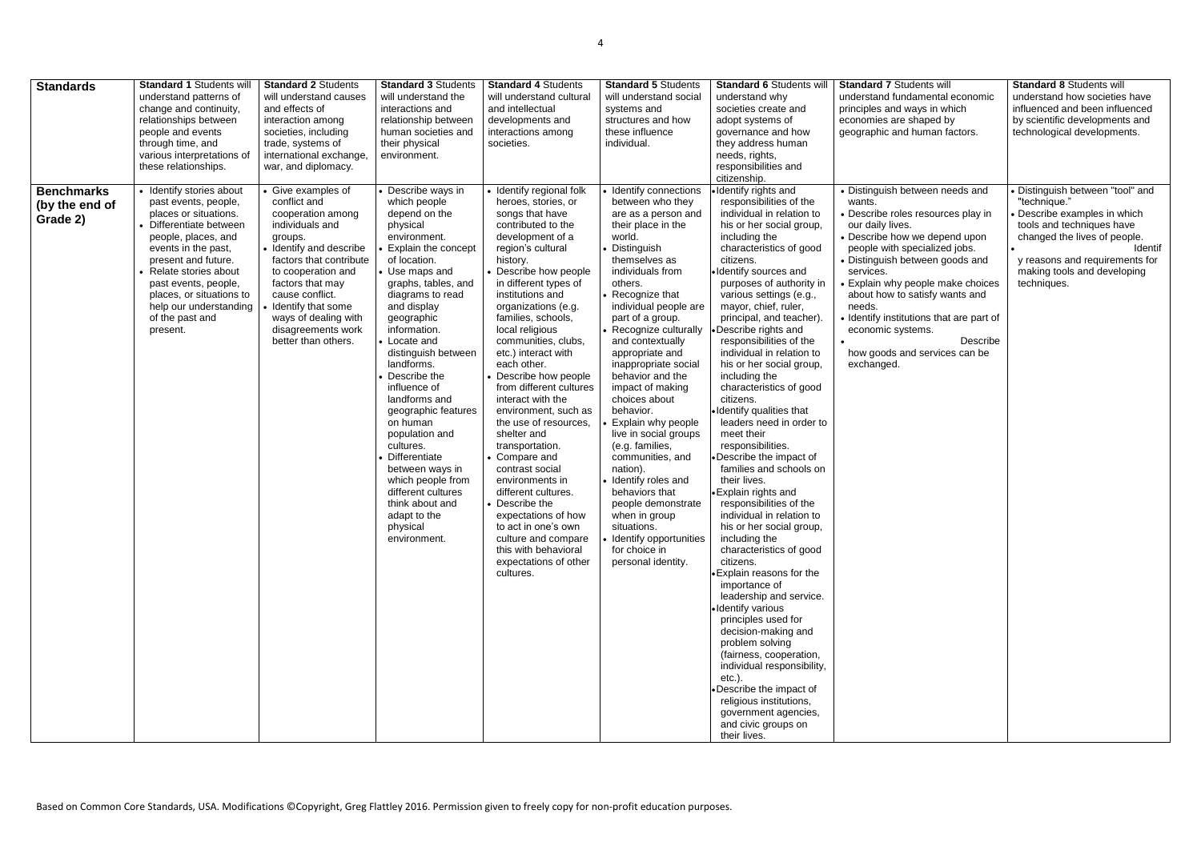| Standards | Standard 1 Students will understand patterns of change and continuity, relationships between people and events through time, and various interpretations of these relationships. | Standard 2 Students will understand causes and effects of interaction among societies, including trade, systems of international exchange, war, and diplomacy. | Standard 3 Students will understand the interactions and relationship between human societies and their physical environment. | Standard 4 Students will understand cultural and intellectual developments and interactions among societies. | Standard 5 Students will understand social systems and structures and how these influence individual. | Standard 6 Students will understand why societies create and adopt systems of governance and how they address human needs, rights, responsibilities and citizenship. | Standard 7 Students will understand fundamental economic principles and ways in which economies are shaped by geographic and human factors. | Standard 8 Students will understand how societies have influenced and been influenced by scientific developments and technological developments. |
|---|---|---|---|---|---|---|---|---|
| **Benchmarks (by the end of Grade 2)** | • Identify stories about past events, people, places or situations.<br>• Differentiate between people, places, and events in the past, present and future.<br>• Relate stories about past events, people, places, or situations to help our understanding of the past and present. | • Give examples of conflict and cooperation among individuals and groups.<br>• Identify and describe factors that contribute to cooperation and factors that may cause conflict.<br>• Identify that some ways of dealing with disagreements work better than others. | • Describe ways in which people depend on the physical environment.<br>• Explain the concept of location.<br>• Use maps and graphs, tables, and diagrams to read and display geographic information.<br>• Locate and distinguish between landforms.<br>• Describe the influence of landforms and geographic features on human population and cultures.<br>• Differentiate between ways in which people from different cultures think about and adapt to the physical environment. | • Identify regional folk heroes, stories, or songs that have contributed to the development of a region's cultural history.<br>• Describe how people in different types of institutions and organizations (e.g. families, schools, local religious communities, clubs, etc.) interact with each other.<br>• Describe how people from different cultures interact with the environment, such as the use of resources, shelter and transportation.<br>• Compare and contrast social environments in different cultures.<br>• Describe the expectations of how to act in one's own culture and compare this with behavioral expectations of other cultures. | • Identify connections between who they are as a person and their place in the world.<br>• Distinguish themselves as individuals from others.<br>• Recognize that individual people are part of a group.<br>• Recognize culturally and contextually appropriate and inappropriate social behavior and the impact of making choices about behavior.<br>• Explain why people live in social groups (e.g. families, communities, and nation).<br>• Identify roles and behaviors that people demonstrate when in group situations.<br>• Identify opportunities for choice in personal identity. | • Identify rights and responsibilities of the individual in relation to his or her social group, including the characteristics of good citizens.<br>• Identify sources and purposes of authority in various settings (e.g., mayor, chief, ruler, principal, and teacher).<br>• Describe rights and responsibilities of the individual in relation to his or her social group, including the characteristics of good citizens.<br>• Identify qualities that leaders need in order to meet their responsibilities.<br>• Describe the impact of families and schools on their lives.<br>• Explain rights and responsibilities of the individual in relation to his or her social group, including the characteristics of good citizens.<br>• Explain reasons for the importance of leadership and service.<br>• Identify various principles used for decision-making and problem solving (fairness, cooperation, individual responsibility, etc.).<br>• Describe the impact of religious institutions, government agencies, and civic groups on their lives. | • Distinguish between needs and wants.<br>• Describe roles resources play in our daily lives.<br>• Describe how we depend upon people with specialized jobs.<br>• Distinguish between goods and services.<br>• Explain why people make choices about how to satisfy wants and needs.<br>• Identify institutions that are part of economic systems.<br>• Describe how goods and services can be exchanged. | • Distinguish between "tool" and "technique."<br>• Describe examples in which tools and techniques have changed the lives of people.<br>• Identify reasons and requirements for making tools and developing techniques. |

Based on Common Core Standards, USA. Modifications ©Copyright, Greg Flattley 2016. Permission given to freely copy for non-profit education purposes.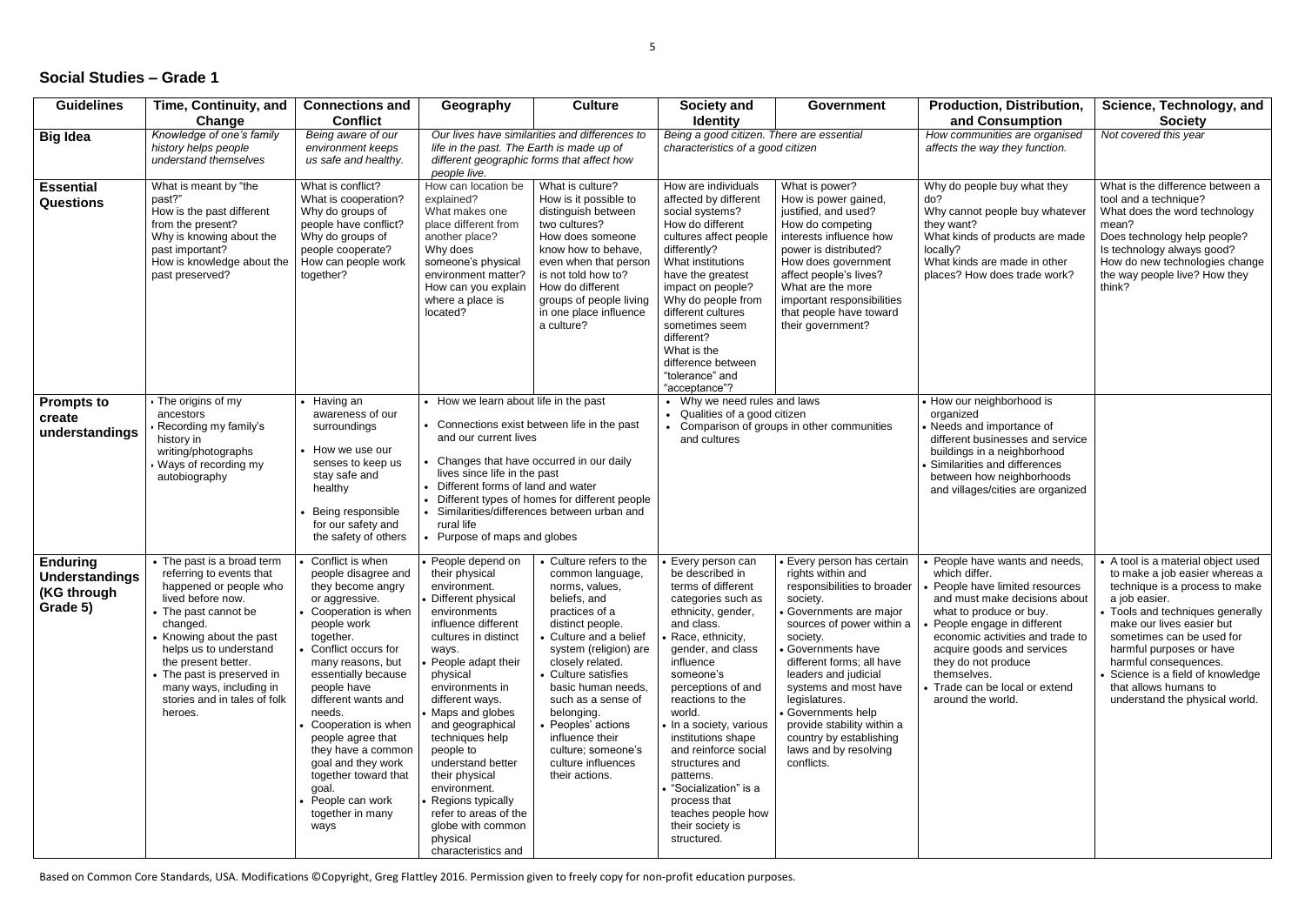## Social Studies – Grade 1

| Guidelines | Time, Continuity, and Change | Connections and Conflict | Geography | Culture | Society and Identity | Government | Production, Distribution, and Consumption | Science, Technology, and Society |
|---|---|---|---|---|---|---|---|---|
| **Big Idea** | *Knowledge of one's family history helps people understand themselves* | *Being aware of our environment keeps us safe and healthy.* | *Our lives have similarities and differences to life in the past. The Earth is made up of different geographic forms that affect how people live.* | | *Being a good citizen. There are essential characteristics of a good citizen* | | *How communities are organised affects the way they function.* | *Not covered this year* |
| **Essential Questions** | What is meant by "the past?" How is the past different from the present? Why is knowing about the past important? How is knowledge about the past preserved? | What is conflict? What is cooperation? Why do groups of people have conflict? Why do groups of people cooperate? How can people work together? | How can location be explained? What makes one place different from another place? Why does someone's physical environment matter? How can you explain where a place is located? | What is culture? How is it possible to distinguish between two cultures? How does someone know how to behave, even when that person is not told how to? How do different groups of people living in one place influence a culture? | How are individuals affected by different social systems? How do different cultures affect people differently? What institutions have the greatest impact on people? Why do people from different cultures sometimes seem different? What is the difference between "tolerance" and "acceptance"? | What is power? How is power gained, justified, and used? How do competing interests influence how power is distributed? How does government affect people's lives? What are the more important responsibilities that people have toward their government? | Why do people buy what they do? Why cannot people buy whatever they want? What kinds of products are made locally? What kinds are made in other places? How does trade work? | What is the difference between a tool and a technique? What does the word technology mean? Does technology help people? Is technology always good? How do new technologies change the way people live? How they think? |
| **Prompts to create understandings** | • The origins of my ancestors<br>• Recording my family's history in writing/photographs<br>• Ways of recording my autobiography | • Having an awareness of our surroundings<br>• How we use our senses to keep us stay safe and healthy<br>• Being responsible for our safety and the safety of others | • How we learn about life in the past<br>• Connections exist between life in the past and our current lives<br>• Changes that have occurred in our daily lives since life in the past<br>• Different forms of land and water<br>• Different types of homes for different people<br>• Similarities/differences between urban and rural life<br>• Purpose of maps and globes | | • Why we need rules and laws<br>• Qualities of a good citizen<br>• Comparison of groups in other communities and cultures | | • How our neighborhood is organized<br>• Needs and importance of different businesses and service buildings in a neighborhood<br>• Similarities and differences between how neighborhoods and villages/cities are organized | |
| **Enduring Understandings (KG through Grade 5)** | • The past is a broad term referring to events that happened or people who lived before now.<br>• The past cannot be changed.<br>• Knowing about the past helps us to understand the present better.<br>• The past is preserved in many ways, including in stories and in tales of folk heroes. | • Conflict is when people disagree and they become angry or aggressive.<br>• Cooperation is when people work together.<br>• Conflict occurs for many reasons, but essentially because people have different wants and needs.<br>• Cooperation is when people agree that they have a common goal and they work together toward that goal.<br>• People can work together in many ways | • People depend on their physical environment.<br>• Different physical environments influence different cultures in distinct ways.<br>• People adapt their physical environments in different ways.<br>• Maps and globes and geographical techniques help people to understand better their physical environment.<br>• Regions typically refer to areas of the globe with common physical characteristics and | • Culture refers to the common language, norms, values, beliefs, and practices of a distinct people.<br>• Culture and a belief system (religion) are closely related.<br>• Culture satisfies basic human needs, such as a sense of belonging.<br>• Peoples' actions influence their culture; someone's culture influences their actions. | • Every person can be described in terms of different categories such as ethnicity, gender, and class.<br>• Race, ethnicity, gender, and class influence someone's perceptions of and reactions to the world.<br>• In a society, various institutions shape and reinforce social structures and patterns.<br>• "Socialization" is a process that teaches people how their society is structured. | • Every person has certain rights within and responsibilities to broader society.<br>• Governments are major sources of power within a society.<br>• Governments have different forms; all have leaders and judicial systems and most have legislatures.<br>• Governments help provide stability within a country by establishing laws and by resolving conflicts. | • People have wants and needs, which differ.<br>• People have limited resources and must make decisions about what to produce or buy.<br>• People engage in different economic activities and trade to acquire goods and services they do not produce themselves.<br>• Trade can be local or extend around the world. | • A tool is a material object used to make a job easier whereas a technique is a process to make a job easier.<br>• Tools and techniques generally make our lives easier but sometimes can be used for harmful purposes or have harmful consequences.<br>• Science is a field of knowledge that allows humans to understand the physical world. |

Based on Common Core Standards, USA. Modifications ©Copyright, Greg Flattley 2016. Permission given to freely copy for non-profit education purposes.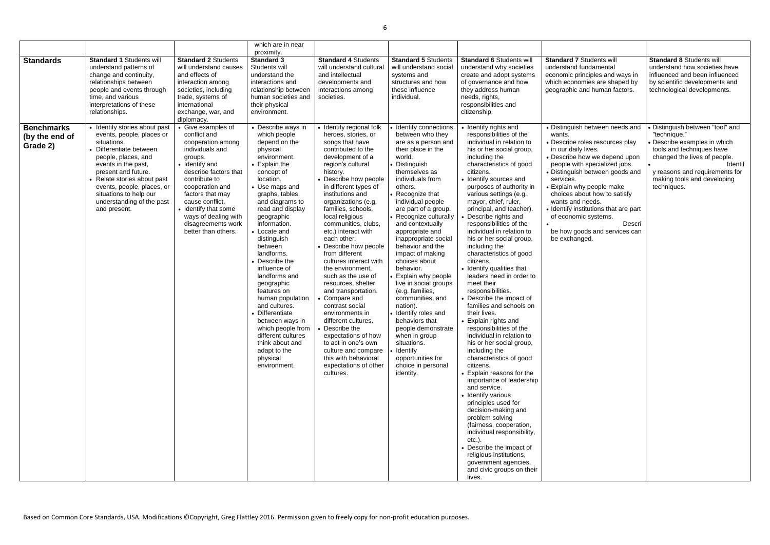| | | | which are in near proximity. | | | | | |
|---|---|---|---|---|---|---|---|---|
| **Standards** | **Standard 1** Students will understand patterns of change and continuity, relationships between people and events through time, and various interpretations of these relationships. | **Standard 2** Students will understand causes and effects of interaction among societies, including trade, systems of international exchange, war, and diplomacy. | **Standard 3** Students will understand the interactions and relationship between human societies and their physical environment. | **Standard 4** Students will understand cultural and intellectual developments and interactions among societies. | **Standard 5** Students will understand social systems and structures and how these influence individual. | **Standard 6** Students will understand why societies create and adopt systems of governance and how they address human needs, rights, responsibilities and citizenship. | **Standard 7** Students will understand fundamental economic principles and ways in which economies are shaped by geographic and human factors. | **Standard 8** Students will understand how societies have influenced and been influenced by scientific developments and technological developments. |
| **Benchmarks (by the end of Grade 2)** | • Identify stories about past events, people, places or situations.<br>• Differentiate between people, places, and events in the past, present and future.<br>• Relate stories about past events, people, places, or situations to help our understanding of the past and present. | • Give examples of conflict and cooperation among individuals and groups.<br>• Identify and describe factors that contribute to cooperation and factors that may cause conflict.<br>• Identify that some ways of dealing with disagreements work better than others. | • Describe ways in which people depend on the physical environment.<br>• Explain the concept of location.<br>• Use maps and graphs, tables, and diagrams to read and display geographic information.<br>• Locate and distinguish between landforms.<br>• Describe the influence of landforms and geographic features on human population and cultures.<br>• Differentiate between ways in which people from different cultures think about and adapt to the physical environment. | • Identify regional folk heroes, stories, or songs that have contributed to the development of a region's cultural history.<br>• Describe how people in different types of institutions and organizations (e.g. families, schools, local religious communities, clubs, etc.) interact with each other.<br>• Describe how people from different cultures interact with the environment, such as the use of resources, shelter and transportation.<br>• Compare and contrast social environments in different cultures.<br>• Describe the expectations of how to act in one's own culture and compare this with behavioral expectations of other cultures. | • Identify connections between who they are as a person and their place in the world.<br>• Distinguish themselves as individuals from others.<br>• Recognize that individual people are part of a group.<br>• Recognize culturally and contextually appropriate and inappropriate social behavior and the impact of making choices about behavior.<br>• Explain why people live in social groups (e.g. families, communities, and nation).<br>• Identify roles and behaviors that people demonstrate when in group situations.<br>• Identify opportunities for choice in personal identity. | • Identify rights and responsibilities of the individual in relation to his or her social group, including the characteristics of good citizens.<br>• Identify sources and purposes of authority in various settings (e.g., mayor, chief, ruler, principal, and teacher).<br>• Describe rights and responsibilities of the individual in relation to his or her social group, including the characteristics of good citizens.<br>• Identify qualities that leaders need in order to meet their responsibilities.<br>• Describe the impact of families and schools on their lives.<br>• Explain rights and responsibilities of the individual in relation to his or her social group, including the characteristics of good citizens.<br>• Explain reasons for the importance of leadership and service.<br>• Identify various principles used for decision-making and problem solving (fairness, cooperation, individual responsibility, etc.).<br>• Describe the impact of religious institutions, government agencies, and civic groups on their lives. | • Distinguish between needs and wants.<br>• Describe roles resources play in our daily lives.<br>• Describe how we depend upon people with specialized jobs.<br>• Distinguish between goods and services.<br>• Explain why people make choices about how to satisfy wants and needs.<br>• Identify institutions that are part of economic systems.<br>• Describe how goods and services can be exchanged. | • Distinguish between "tool" and "technique."<br>• Describe examples in which tools and techniques have changed the lives of people.<br>• Identify reasons and requirements for making tools and developing techniques. |

Based on Common Core Standards, USA. Modifications ©Copyright, Greg Flattley 2016. Permission given to freely copy for non-profit education purposes.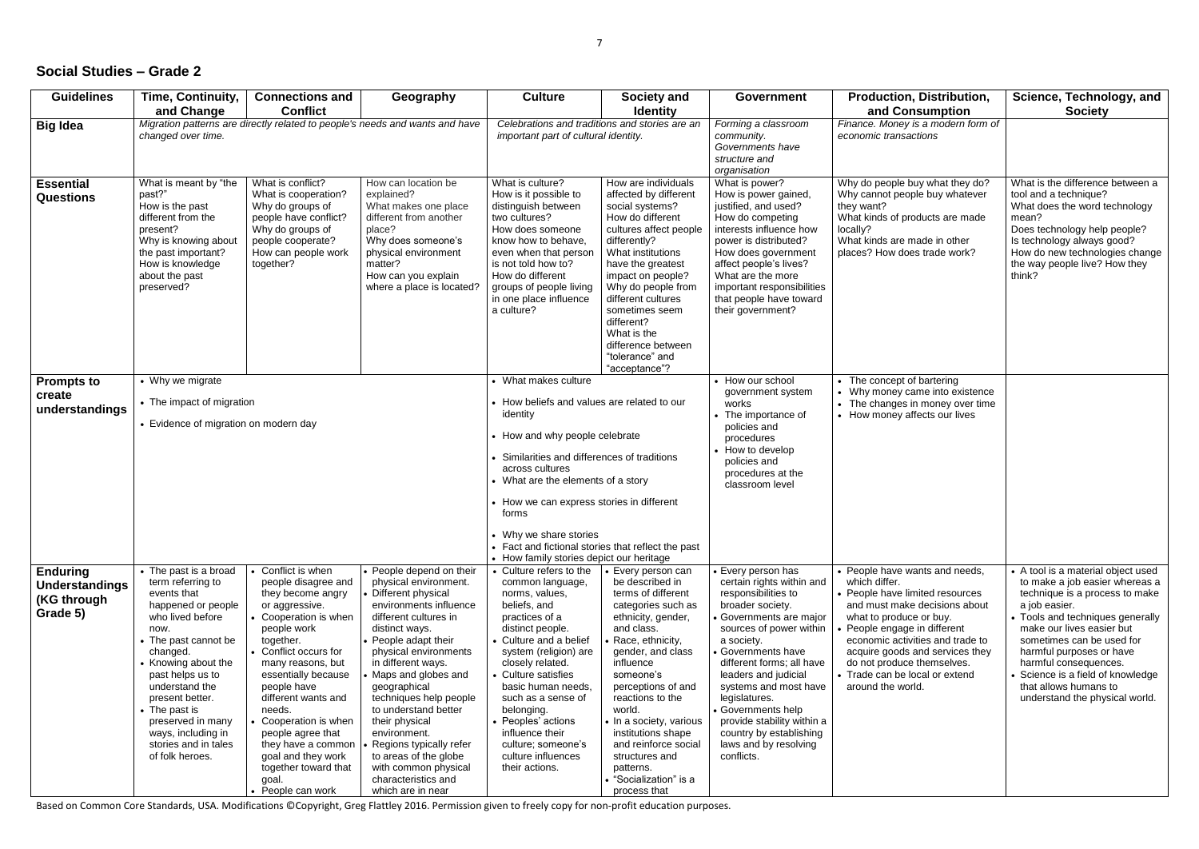## Social Studies – Grade 2

| Guidelines | Time, Continuity, and Change | Connections and Conflict | Geography | Culture | Society and Identity | Government | Production, Distribution, and Consumption | Science, Technology, and Society |
|---|---|---|---|---|---|---|---|---|
| **Big Idea** | *Migration patterns are directly related to people's needs and wants and have changed over time.* | | | *Celebrations and traditions and stories are an important part of cultural identity.* | | *Forming a classroom community. Governments have structure and organisation* | *Finance. Money is a modern form of economic transactions* | |
| **Essential Questions** | What is meant by "the past?" How is the past different from the present? Why is knowing about the past important? How is knowledge about the past preserved? | What is conflict? What is cooperation? Why do groups of people have conflict? Why do groups of people cooperate? How can people work together? | How can location be explained? What makes one place different from another place? Why does someone's physical environment matter? How can you explain where a place is located? | What is culture? How is it possible to distinguish between two cultures? How does someone know how to behave, even when that person is not told how to? How do different groups of people living in one place influence a culture? | How are individuals affected by different social systems? How do different cultures affect people differently? What institutions have the greatest impact on people? Why do people from different cultures sometimes seem different? What is the difference between "tolerance" and "acceptance"? | What is power? How is power gained, justified, and used? How do competing interests influence how power is distributed? How does government affect people's lives? What are the more important responsibilities that people have toward their government? | Why do people buy what they do? Why cannot people buy whatever they want? What kinds of products are made locally? What kinds are made in other places? How does trade work? | What is the difference between a tool and a technique? What does the word technology mean? Does technology help people? Is technology always good? How do new technologies change the way people live? How they think? |
| **Prompts to create understandings** | • Why we migrate<br>• The impact of migration<br>• Evidence of migration on modern day | | | • What makes culture<br>• How beliefs and values are related to our identity<br>• How and why people celebrate<br>• Similarities and differences of traditions across cultures<br>• What are the elements of a story<br>• How we can express stories in different forms<br>• Why we share stories<br>• Fact and fictional stories that reflect the past<br>• How family stories depict our heritage | | • How our school government system works<br>• The importance of policies and procedures<br>• How to develop policies and procedures at the classroom level | • The concept of bartering<br>• Why money came into existence<br>• The changes in money over time<br>• How money affects our lives | |
| **Enduring Understandings (KG through Grade 5)** | • The past is a broad term referring to events that happened or people who lived before now.<br>• The past cannot be changed.<br>• Knowing about the past helps us to understand the present better.<br>• The past is preserved in many ways, including in stories and in tales of folk heroes. | • Conflict is when people disagree and they become angry or aggressive.<br>• Cooperation is when people work together.<br>• Conflict occurs for many reasons, but essentially because people have different wants and needs.<br>• Cooperation is when people agree that they have a common goal and they work together toward that goal.<br>• People can work | • People depend on their physical environment.<br>• Different physical environments influence different cultures in distinct ways.<br>• People adapt their physical environments in different ways.<br>• Maps and globes and geographical techniques help people to understand better their physical environment.<br>• Regions typically refer to areas of the globe with common physical characteristics and which are in near | • Culture refers to the common language, norms, values, beliefs, and practices of a distinct people.<br>• Culture and a belief system (religion) are closely related.<br>• Culture satisfies basic human needs, such as a sense of belonging.<br>• Peoples' actions influence their culture; someone's culture influences their actions. | • Every person can be described in terms of different categories such as ethnicity, gender, and class.<br>• Race, ethnicity, gender, and class influence someone's perceptions of and reactions to the world.<br>• In a society, various institutions shape and reinforce social structures and patterns.<br>• "Socialization" is a process that | • Every person has certain rights within and responsibilities to broader society.<br>• Governments are major sources of power within a society.<br>• Governments have different forms; all have leaders and judicial systems and most have legislatures.<br>• Governments help provide stability within a country by establishing laws and by resolving conflicts. | • People have wants and needs, which differ.<br>• People have limited resources and must make decisions about what to produce or buy.<br>• People engage in different economic activities and trade to acquire goods and services they do not produce themselves.<br>• Trade can be local or extend around the world. | • A tool is a material object used to make a job easier whereas a technique is a process to make a job easier.<br>• Tools and techniques generally make our lives easier but sometimes can be used for harmful purposes or have harmful consequences.<br>• Science is a field of knowledge that allows humans to understand the physical world. |

Based on Common Core Standards, USA. Modifications ©Copyright, Greg Flattley 2016. Permission given to freely copy for non-profit education purposes.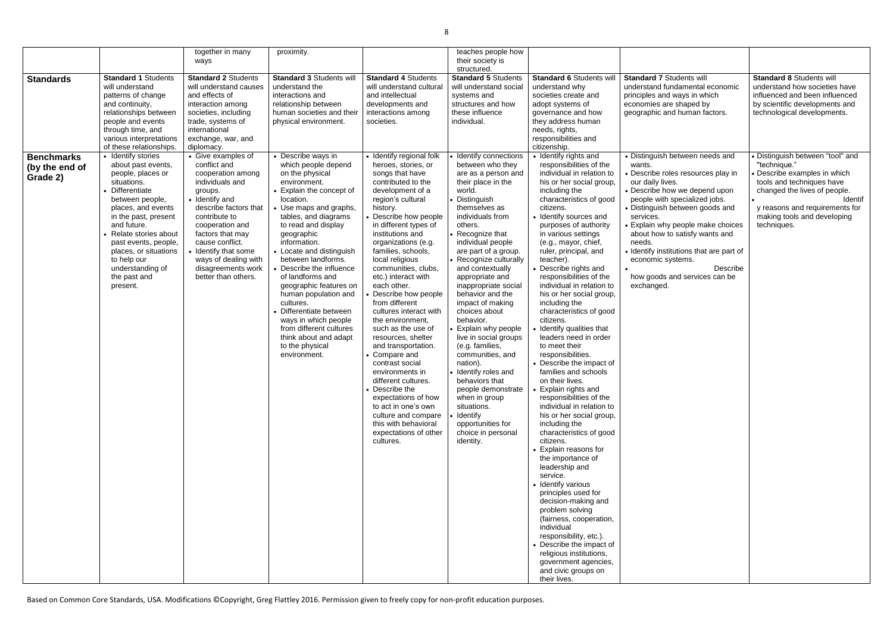| | | together in many ways | proximity. | | teaches people how their society is structured. | | | |
|---|---|---|---|---|---|---|---|---|
| **Standards** | **Standard 1** Students will understand patterns of change and continuity, relationships between people and events through time, and various interpretations of these relationships. | **Standard 2** Students will understand causes and effects of interaction among societies, including trade, systems of international exchange, war, and diplomacy. | **Standard 3** Students will understand the interactions and relationship between human societies and their physical environment. | **Standard 4** Students will understand cultural and intellectual developments and interactions among societies. | **Standard 5** Students will understand social systems and structures and how these influence individual. | **Standard 6** Students will understand why societies create and adopt systems of governance and how they address human needs, rights, responsibilities and citizenship. | **Standard 7** Students will understand fundamental economic principles and ways in which economies are shaped by geographic and human factors. | **Standard 8** Students will understand how societies have influenced and been influenced by scientific developments and technological developments. |
| **Benchmarks (by the end of Grade 2)** | • Identify stories about past events, people, places or situations.<br>• Differentiate between people, places, and events in the past, present and future.<br>• Relate stories about past events, people, places, or situations to help our understanding of the past and present. | • Give examples of conflict and cooperation among individuals and groups.<br>• Identify and describe factors that contribute to cooperation and factors that may cause conflict.<br>• Identify that some ways of dealing with disagreements work better than others. | • Describe ways in which people depend on the physical environment.<br>• Explain the concept of location.<br>• Use maps and graphs, tables, and diagrams to read and display geographic information.<br>• Locate and distinguish between landforms.<br>• Describe the influence of landforms and geographic features on human population and cultures.<br>• Differentiate between ways in which people from different cultures think about and adapt to the physical environment. | • Identify regional folk heroes, stories, or songs that have contributed to the development of a region's cultural history.<br>• Describe how people in different types of institutions and organizations (e.g. families, schools, local religious communities, clubs, etc.) interact with each other.<br>• Describe how people from different cultures interact with the environment, such as the use of resources, shelter and transportation.<br>• Compare and contrast social environments in different cultures.<br>• Describe the expectations of how to act in one's own culture and compare this with behavioral expectations of other cultures. | • Identify connections between who they are as a person and their place in the world.<br>• Distinguish themselves as individuals from others.<br>• Recognize that individual people are part of a group.<br>• Recognize culturally and contextually appropriate and inappropriate social behavior and the impact of making choices about behavior.<br>• Explain why people live in social groups (e.g. families, communities, and nation).<br>• Identify roles and behaviors that people demonstrate when in group situations.<br>• Identify opportunities for choice in personal identity. | • Identify rights and responsibilities of the individual in relation to his or her social group, including the characteristics of good citizens.<br>• Identify sources and purposes of authority in various settings (e.g., mayor, chief, ruler, principal, and teacher).<br>• Describe rights and responsibilities of the individual in relation to his or her social group, including the characteristics of good citizens.<br>• Identify qualities that leaders need in order to meet their responsibilities.<br>• Describe the impact of families and schools on their lives.<br>• Explain rights and responsibilities of the individual in relation to his or her social group, including the characteristics of good citizens.<br>• Explain reasons for the importance of leadership and service.<br>• Identify various principles used for decision-making and problem solving (fairness, cooperation, individual responsibility, etc.).<br>• Describe the impact of religious institutions, government agencies, and civic groups on their lives. | • Distinguish between needs and wants.<br>• Describe roles resources play in our daily lives.<br>• Describe how we depend upon people with specialized jobs.<br>• Distinguish between goods and services.<br>• Explain why people make choices about how to satisfy wants and needs.<br>• Identify institutions that are part of economic systems.<br>• Describe how goods and services can be exchanged. | • Distinguish between "tool" and "technique."<br>• Describe examples in which tools and techniques have changed the lives of people.<br>• Identify reasons and requirements for making tools and developing techniques. |

Based on Common Core Standards, USA. Modifications ©Copyright, Greg Flattley 2016. Permission given to freely copy for non-profit education purposes.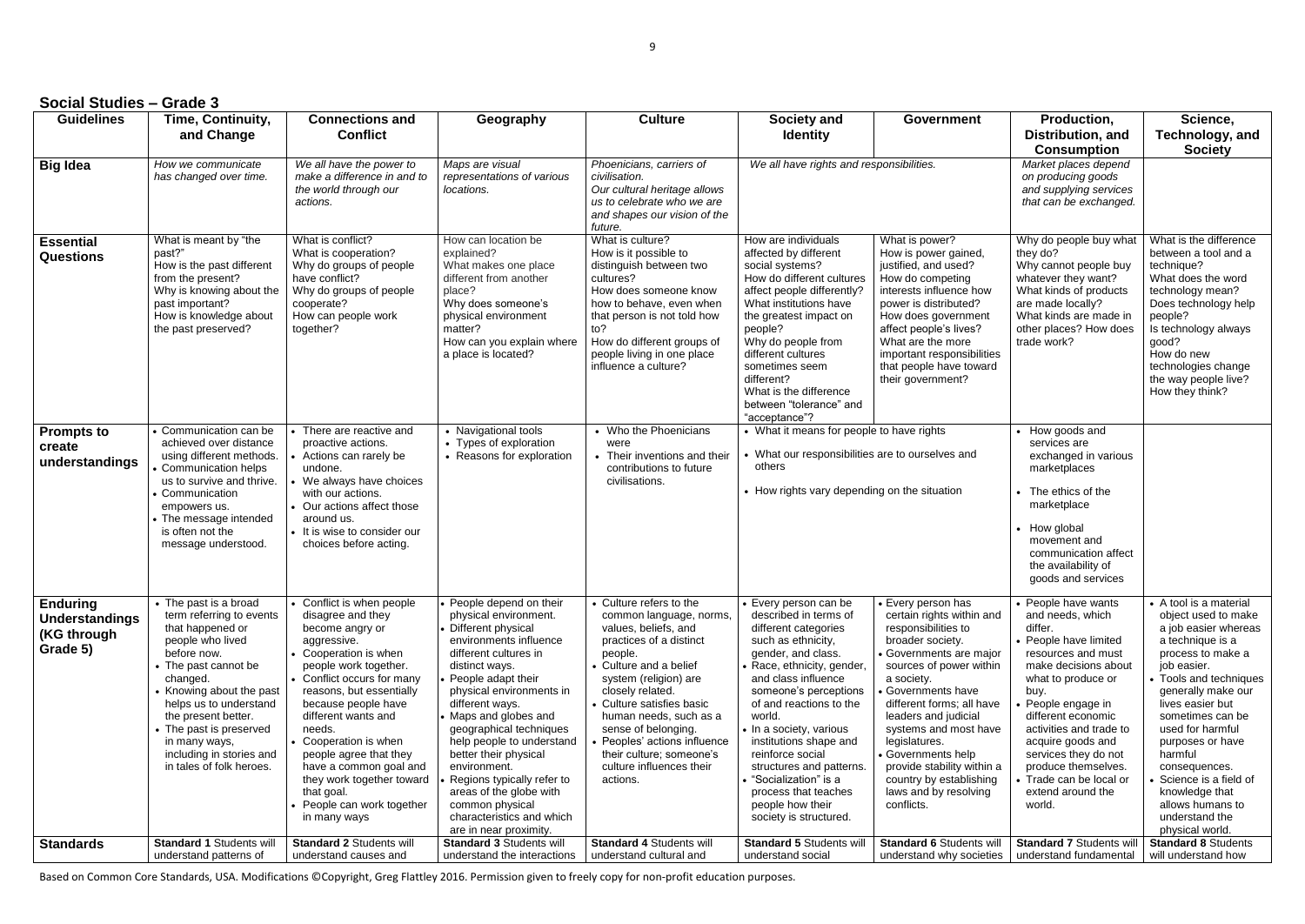## Social Studies – Grade 3

| Guidelines | Time, Continuity, and Change | Connections and Conflict | Geography | Culture | Society and Identity | Government | Production, Distribution, and Consumption | Science, Technology, and Society |
|---|---|---|---|---|---|---|---|---|
| **Big Idea** | *How we communicate has changed over time.* | *We all have the power to make a difference in and to the world through our actions.* | *Maps are visual representations of various locations.* | *Phoenicians, carriers of civilisation.* *Our cultural heritage allows us to celebrate who we are and shapes our vision of the future.* | *We all have rights and responsibilities.* | | *Market places depend on producing goods and supplying services that can be exchanged.* | |
| **Essential Questions** | What is meant by "the past?" How is the past different from the present? Why is knowing about the past important? How is knowledge about the past preserved? | What is conflict? What is cooperation? Why do groups of people have conflict? Why do groups of people cooperate? How can people work together? | How can location be explained? What makes one place different from another place? Why does someone's physical environment matter? How can you explain where a place is located? | What is culture? How is it possible to distinguish between two cultures? How does someone know how to behave, even when that person is not told how to? How do different groups of people living in one place influence a culture? | How are individuals affected by different social systems? How do different cultures affect people differently? What institutions have the greatest impact on people? Why do people from different cultures sometimes seem different? What is the difference between "tolerance" and "acceptance"? | What is power? How is power gained, justified, and used? How do competing interests influence how power is distributed? How does government affect people's lives? What are the more important responsibilities that people have toward their government? | Why do people buy what they do? Why cannot people buy whatever they want? What kinds of products are made locally? What kinds are made in other places? How does trade work? | What is the difference between a tool and a technique? What does the word technology mean? Does technology help people? Is technology always good? How do new technologies change the way people live? How they think? |
| **Prompts to create understandings** | • Communication can be achieved over distance using different methods. • Communication helps us to survive and thrive. • Communication empowers us. • The message intended is often not the message understood. | • There are reactive and proactive actions. • Actions can rarely be undone. • We always have choices with our actions. • Our actions affect those around us. • It is wise to consider our choices before acting. | • Navigational tools • Types of exploration • Reasons for exploration | • Who the Phoenicians were • Their inventions and their contributions to future civilisations. | • What it means for people to have rights • What our responsibilities are to ourselves and others • How rights vary depending on the situation | | • How goods and services are exchanged in various marketplaces • The ethics of the marketplace • How global movement and communication affect the availability of goods and services | |
| **Enduring Understandings (KG through Grade 5)** | • The past is a broad term referring to events that happened or people who lived before now. • The past cannot be changed. • Knowing about the past helps us to understand the present better. • The past is preserved in many ways, including in stories and in tales of folk heroes. | • Conflict is when people disagree and they become angry or aggressive. • Cooperation is when people work together. • Conflict occurs for many reasons, but essentially because people have different wants and needs. • Cooperation is when people agree that they have a common goal and they work together toward that goal. • People can work together in many ways | • People depend on their physical environment. • Different physical environments influence different cultures in distinct ways. • People adapt their physical environments in different ways. • Maps and globes and geographical techniques help people to understand better their physical environment. • Regions typically refer to areas of the globe with common physical characteristics and which are in near proximity. | • Culture refers to the common language, norms, values, beliefs, and practices of a distinct people. • Culture and a belief system (religion) are closely related. • Culture satisfies basic human needs, such as a sense of belonging. • Peoples' actions influence their culture; someone's culture influences their actions. | • Every person can be described in terms of different categories such as ethnicity, gender, and class. • Race, ethnicity, gender, and class influence someone's perceptions of and reactions to the world. • In a society, various institutions shape and reinforce social structures and patterns. • "Socialization" is a process that teaches people how their society is structured. | • Every person has certain rights within and responsibilities to broader society. • Governments are major sources of power within a society. • Governments have different forms; all have leaders and judicial systems and most have legislatures. • Governments help provide stability within a country by establishing laws and by resolving conflicts. | • People have wants and needs, which differ. • People have limited resources and must make decisions about what to produce or buy. • People engage in different economic activities and trade to acquire goods and services they do not produce themselves. • Trade can be local or extend around the world. | • A tool is a material object used to make a job easier whereas a technique is a process to make a job easier. • Tools and techniques generally make our lives easier but sometimes can be used for harmful purposes or have harmful consequences. • Science is a field of knowledge that allows humans to understand the physical world. |
| **Standards** | **Standard 1** Students will understand patterns of | **Standard 2** Students will understand causes and | **Standard 3** Students will understand the interactions | **Standard 4** Students will understand cultural and | **Standard 5** Students will understand social | **Standard 6** Students will understand why societies | **Standard 7** Students will understand fundamental | **Standard 8** Students will understand how |

Based on Common Core Standards, USA. Modifications ©Copyright, Greg Flattley 2016. Permission given to freely copy for non-profit education purposes.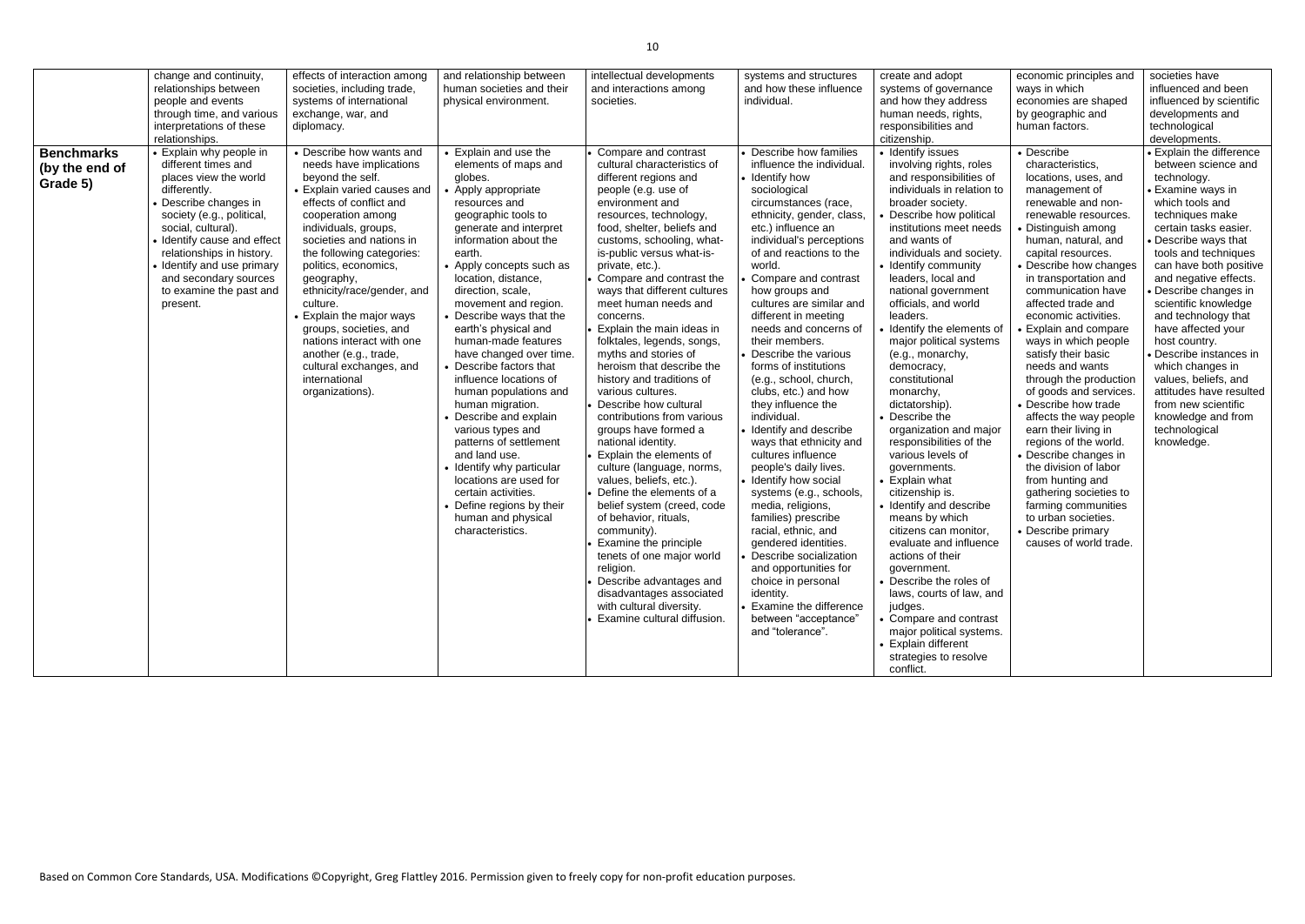| | change and continuity, relationships between people and events through time, and various interpretations of these relationships. | effects of interaction among societies, including trade, systems of international exchange, war, and diplomacy. | and relationship between human societies and their physical environment. | intellectual developments and interactions among societies. | systems and structures and how these influence individual. | create and adopt systems of governance and how they address human needs, rights, responsibilities and citizenship. | economic principles and ways in which economies are shaped by geographic and human factors. | societies have influenced and been influenced by scientific developments and technological developments. |
|---|---|---|---|---|---|---|---|---|
| **Benchmarks (by the end of Grade 5)** | • Explain why people in different times and places view the world differently.<br>• Describe changes in society (e.g., political, social, cultural).<br>• Identify cause and effect relationships in history.<br>• Identify and use primary and secondary sources to examine the past and present. | • Describe how wants and needs have implications beyond the self.<br>• Explain varied causes and effects of conflict and cooperation among individuals, groups, societies and nations in the following categories: politics, economics, geography, ethnicity/race/gender, and culture.<br>• Explain the major ways groups, societies, and nations interact with one another (e.g., trade, cultural exchanges, and international organizations). | • Explain and use the elements of maps and globes.<br>• Apply appropriate resources and geographic tools to generate and interpret information about the earth.<br>• Apply concepts such as location, distance, direction, scale, movement and region.<br>• Describe ways that the earth's physical and human-made features have changed over time.<br>• Describe factors that influence locations of human populations and human migration.<br>• Describe and explain various types and patterns of settlement and land use.<br>• Identify why particular locations are used for certain activities.<br>• Define regions by their human and physical characteristics. | • Compare and contrast cultural characteristics of different regions and people (e.g. use of environment and resources, technology, food, shelter, beliefs and customs, schooling, what-is-public versus what-is-private, etc.).<br>• Compare and contrast the ways that different cultures meet human needs and concerns.<br>• Explain the main ideas in folktales, legends, songs, myths and stories of heroism that describe the history and traditions of various cultures.<br>• Describe how cultural contributions from various groups have formed a national identity.<br>• Explain the elements of culture (language, norms, values, beliefs, etc.).<br>• Define the elements of a belief system (creed, code of behavior, rituals, community).<br>• Examine the principle tenets of one major world religion.<br>• Describe advantages and disadvantages associated with cultural diversity.<br>• Examine cultural diffusion. | • Describe how families influence the individual.<br>• Identify how sociological circumstances (race, ethnicity, gender, class, etc.) influence an individual's perceptions of and reactions to the world.<br>• Compare and contrast how groups and cultures are similar and different in meeting needs and concerns of their members.<br>• Describe the various forms of institutions (e.g., school, church, clubs, etc.) and how they influence the individual.<br>• Identify and describe ways that ethnicity and cultures influence people's daily lives.<br>• Identify how social systems (e.g., schools, media, religions, families) prescribe racial, ethnic, and gendered identities.<br>• Describe socialization and opportunities for choice in personal identity.<br>• Examine the difference between "acceptance" and "tolerance". | • Identify issues involving rights, roles and responsibilities of individuals in relation to broader society.<br>• Describe how political institutions meet needs and wants of individuals and society.<br>• Identify community leaders, local and national government officials, and world leaders.<br>• Identify the elements of major political systems (e.g., monarchy, democracy, constitutional monarchy, dictatorship).<br>• Describe the organization and major responsibilities of the various levels of governments.<br>• Explain what citizenship is.<br>• Identify and describe means by which citizens can monitor, evaluate and influence actions of their government.<br>• Describe the roles of laws, courts of law, and judges.<br>• Compare and contrast major political systems.<br>• Explain different strategies to resolve conflict. | • Describe characteristics, locations, uses, and management of renewable and non-renewable resources.<br>• Distinguish among human, natural, and capital resources.<br>• Describe how changes in transportation and communication have affected trade and economic activities.<br>• Explain and compare ways in which people satisfy their basic needs and wants through the production of goods and services.<br>• Describe how trade affects the way people earn their living in regions of the world.<br>• Describe changes in the division of labor from hunting and gathering societies to farming communities to urban societies.<br>• Describe primary causes of world trade. | • Explain the difference between science and technology.<br>• Examine ways in which tools and techniques make certain tasks easier.<br>• Describe ways that tools and techniques can have both positive and negative effects.<br>• Describe changes in scientific knowledge and technology that have affected your host country.<br>• Describe instances in which changes in values, beliefs, and attitudes have resulted from new scientific knowledge and from technological knowledge. |

Based on Common Core Standards, USA. Modifications ©Copyright, Greg Flattley 2016. Permission given to freely copy for non-profit education purposes.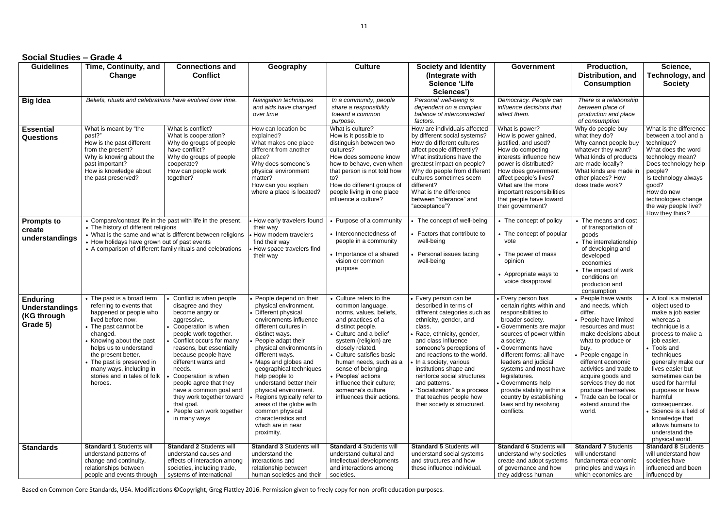## Social Studies – Grade 4

| Guidelines | Time, Continuity, and Change | Connections and Conflict | Geography | Culture | Society and Identity (Integrate with Science 'Life Sciences') | Government | Production, Distribution, and Consumption | Science, Technology, and Society |
|---|---|---|---|---|---|---|---|---|
| **Big Idea** | *Beliefs, rituals and celebrations have evolved over time.* | | *Navigation techniques and aids have changed over time* | *In a community, people share a responsibility toward a common purpose.* | *Personal well-being is dependent on a complex balance of interconnected factors.* | *Democracy. People can influence decisions that affect them.* | *There is a relationship between place of production and place of consumption* | |
| **Essential Questions** | What is meant by "the past?" How is the past different from the present? Why is knowing about the past important? How is knowledge about the past preserved? | What is conflict? What is cooperation? Why do groups of people have conflict? Why do groups of people cooperate? How can people work together? | How can location be explained? What makes one place different from another place? Why does someone's physical environment matter? How can you explain where a place is located? | What is culture? How is it possible to distinguish between two cultures? How does someone know how to behave, even when that person is not told how to? How do different groups of people living in one place influence a culture? | How are individuals affected by different social systems? How do different cultures affect people differently? What institutions have the greatest impact on people? Why do people from different cultures sometimes seem different? What is the difference between "tolerance" and "acceptance"? | What is power? How is power gained, justified, and used? How do competing interests influence how power is distributed? How does government affect people's lives? What are the more important responsibilities that people have toward their government? | Why do people buy what they do? Why cannot people buy whatever they want? What kinds of products are made locally? What kinds are made in other places? How does trade work? | What is the difference between a tool and a technique? What does the word technology mean? Does technology help people? Is technology always good? How do new technologies change the way people live? How they think? |
| **Prompts to create understandings** | • Compare/contrast life in the past with life in the present.<br>• The history of different religions<br>• What is the same and what is different between religions<br>• How holidays have grown out of past events<br>• A comparison of different family rituals and celebrations | | • How early travelers found their way<br>• How modern travelers find their way<br>• How space travelers find their way | • Purpose of a community<br>• Interconnectedness of people in a community<br>• Importance of a shared vision or common purpose | • The concept of well-being<br>• Factors that contribute to well-being<br>• Personal issues facing well-being | • The concept of policy<br>• The concept of popular vote<br>• The power of mass opinion<br>• Appropriate ways to voice disapproval | • The means and cost of transportation of goods<br>• The interrelationship of developing and developed economies<br>• The impact of work conditions on production and consumption | |
| **Enduring Understandings (KG through Grade 5)** | • The past is a broad term referring to events that happened or people who lived before now.<br>• The past cannot be changed.<br>• Knowing about the past helps us to understand the present better.<br>• The past is preserved in many ways, including in stories and in tales of folk heroes. | • Conflict is when people disagree and they become angry or aggressive.<br>• Cooperation is when people work together.<br>• Conflict occurs for many reasons, but essentially because people have different wants and needs.<br>• Cooperation is when people agree that they have a common goal and they work together toward that goal.<br>• People can work together in many ways | • People depend on their physical environment.<br>• Different physical environments influence different cultures in distinct ways.<br>• People adapt their physical environments in different ways.<br>• Maps and globes and geographical techniques help people to understand better their physical environment.<br>• Regions typically refer to areas of the globe with common physical characteristics and which are in near proximity. | • Culture refers to the common language, norms, values, beliefs, and practices of a distinct people.<br>• Culture and a belief system (religion) are closely related.<br>• Culture satisfies basic human needs, such as a sense of belonging.<br>• Peoples' actions influence their culture; someone's culture influences their actions. | • Every person can be described in terms of different categories such as ethnicity, gender, and class.<br>• Race, ethnicity, gender, and class influence someone's perceptions of and reactions to the world.<br>• In a society, various institutions shape and reinforce social structures and patterns.<br>• "Socialization" is a process that teaches people how their society is structured. | • Every person has certain rights within and responsibilities to broader society.<br>• Governments are major sources of power within a society.<br>• Governments have different forms; all have leaders and judicial systems and most have legislatures.<br>• Governments help provide stability within a country by establishing laws and by resolving conflicts. | • People have wants and needs, which differ.<br>• People have limited resources and must make decisions about what to produce or buy.<br>• People engage in different economic activities and trade to acquire goods and services they do not produce themselves.<br>• Trade can be local or extend around the world. | • A tool is a material object used to make a job easier whereas a technique is a process to make a job easier.<br>• Tools and techniques generally make our lives easier but sometimes can be used for harmful purposes or have harmful consequences.<br>• Science is a field of knowledge that allows humans to understand the physical world. |
| **Standards** | **Standard 1** Students will understand patterns of change and continuity, relationships between people and events through | **Standard 2** Students will understand causes and effects of interaction among societies, including trade, systems of international | **Standard 3** Students will understand the interactions and relationship between human societies and their | **Standard 4** Students will understand cultural and intellectual developments and interactions among societies. | **Standard 5** Students will understand social systems and structures and how these influence individual. | **Standard 6** Students will understand why societies create and adopt systems of governance and how they address human | **Standard 7** Students will understand fundamental economic principles and ways in which economies are | **Standard 8** Students will understand how societies have influenced and been influenced by |

Based on Common Core Standards, USA. Modifications ©Copyright, Greg Flattley 2016. Permission given to freely copy for non-profit education purposes.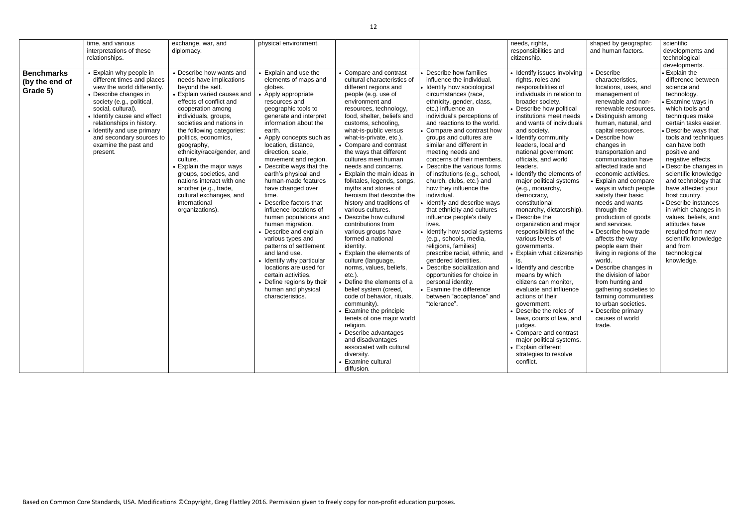| | time, and various interpretations of these relationships. | exchange, war, and diplomacy. | physical environment. | | | needs, rights, responsibilities and citizenship. | shaped by geographic and human factors. | scientific developments and technological developments. |
|---|---|---|---|---|---|---|---|---|
| **Benchmarks (by the end of Grade 5)** | • Explain why people in different times and places view the world differently.<br>• Describe changes in society (e.g., political, social, cultural).<br>• Identify cause and effect relationships in history.<br>• Identify and use primary and secondary sources to examine the past and present. | • Describe how wants and needs have implications beyond the self.<br>• Explain varied causes and effects of conflict and cooperation among individuals, groups, societies and nations in the following categories: politics, economics, geography, ethnicity/race/gender, and culture.<br>• Explain the major ways groups, societies, and nations interact with one another (e.g., trade, cultural exchanges, and international organizations). | • Explain and use the elements of maps and globes.<br>• Apply appropriate resources and geographic tools to generate and interpret information about the earth.<br>• Apply concepts such as location, distance, direction, scale, movement and region.<br>• Describe ways that the earth's physical and human-made features have changed over time.<br>• Describe factors that influence locations of human populations and human migration.<br>• Describe and explain various types and patterns of settlement and land use.<br>• Identify why particular locations are used for certain activities.<br>• Define regions by their human and physical characteristics. | • Compare and contrast cultural characteristics of different regions and people (e.g. use of environment and resources, technology, food, shelter, beliefs and customs, schooling, what-is-public versus what-is-private, etc.).<br>• Compare and contrast the ways that different cultures meet human needs and concerns.<br>• Explain the main ideas in folktales, legends, songs, myths and stories of heroism that describe the history and traditions of various cultures.<br>• Describe how cultural contributions from various groups have formed a national identity.<br>• Explain the elements of culture (language, norms, values, beliefs, etc.).<br>• Define the elements of a belief system (creed, code of behavior, rituals, community).<br>• Examine the principle tenets of one major world religion.<br>• Describe advantages and disadvantages associated with cultural diversity.<br>• Examine cultural diffusion. | • Describe how families influence the individual.<br>• Identify how sociological circumstances (race, ethnicity, gender, class, etc.) influence an individual's perceptions of and reactions to the world.<br>• Compare and contrast how groups and cultures are similar and different in meeting needs and concerns of their members.<br>• Describe the various forms of institutions (e.g., school, church, clubs, etc.) and how they influence the individual.<br>• Identify and describe ways that ethnicity and cultures influence people's daily lives.<br>• Identify how social systems (e.g., schools, media, religions, families) prescribe racial, ethnic, and gendered identities.<br>• Describe socialization and opportunities for choice in personal identity.<br>• Examine the difference between "acceptance" and "tolerance". | • Identify issues involving rights, roles and responsibilities of individuals in relation to broader society.<br>• Describe how political institutions meet needs and wants of individuals and society.<br>• Identify community leaders, local and national government officials, and world leaders.<br>• Identify the elements of major political systems (e.g., monarchy, democracy, constitutional monarchy, dictatorship).<br>• Describe the organization and major responsibilities of the various levels of governments.<br>• Explain what citizenship is.<br>• Identify and describe means by which citizens can monitor, evaluate and influence actions of their government.<br>• Describe the roles of laws, courts of law, and judges.<br>• Compare and contrast major political systems.<br>• Explain different strategies to resolve conflict. | • Describe characteristics, locations, uses, and management of renewable and non-renewable resources.<br>• Distinguish among human, natural, and capital resources.<br>• Describe how changes in transportation and communication have affected trade and economic activities.<br>• Explain and compare ways in which people satisfy their basic needs and wants through the production of goods and services.<br>• Describe how trade affects the way people earn their living in regions of the world.<br>• Describe changes in the division of labor from hunting and gathering societies to farming communities to urban societies.<br>• Describe primary causes of world trade. | • Explain the difference between science and technology.<br>• Examine ways in which tools and techniques make certain tasks easier.<br>• Describe ways that tools and techniques can have both positive and negative effects.<br>• Describe changes in scientific knowledge and technology that have affected your host country.<br>• Describe instances in which changes in values, beliefs, and attitudes have resulted from new scientific knowledge and from technological knowledge. |

Based on Common Core Standards, USA. Modifications ©Copyright, Greg Flattley 2016. Permission given to freely copy for non-profit education purposes.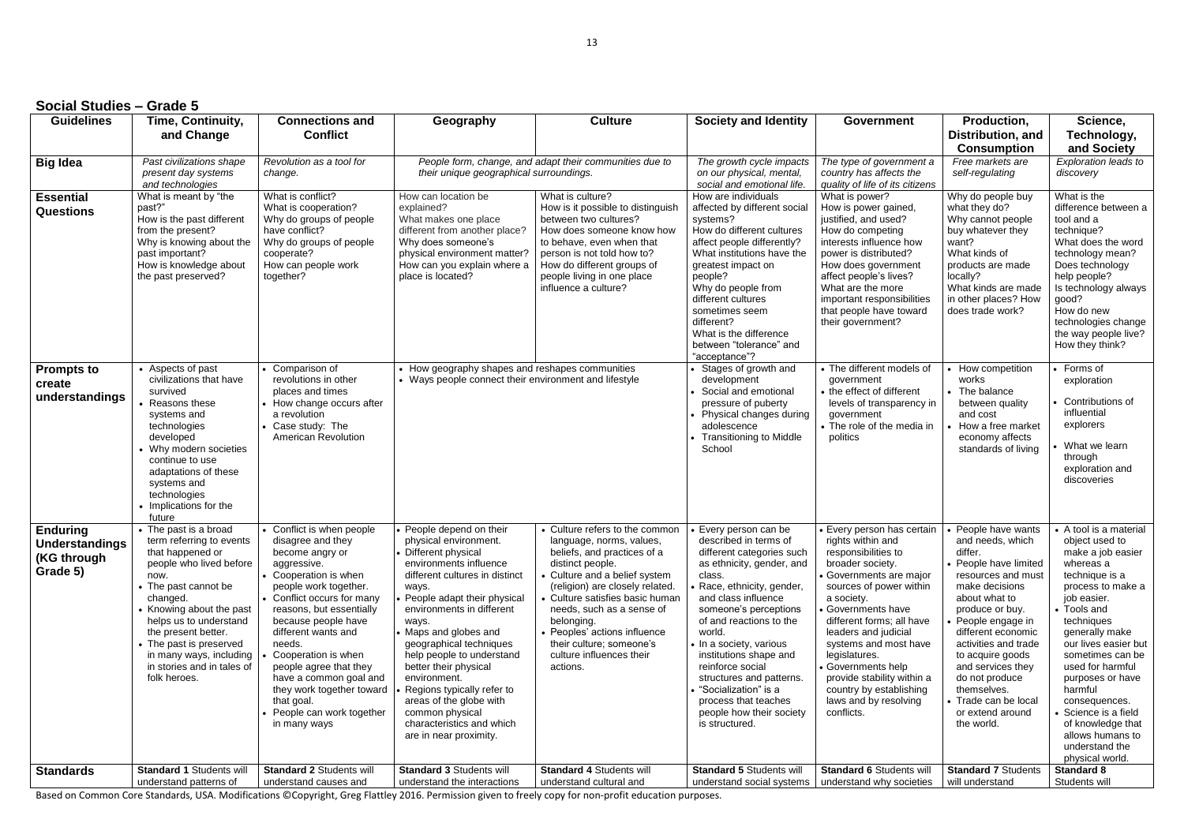## Social Studies – Grade 5

| Guidelines | Time, Continuity, and Change | Connections and Conflict | Geography | Culture | Society and Identity | Government | Production, Distribution, and Consumption | Science, Technology, and Society |
|---|---|---|---|---|---|---|---|---|
| **Big Idea** | *Past civilizations shape present day systems and technologies* | *Revolution as a tool for change.* | *People form, change, and adapt their communities due to their unique geographical surroundings.* | | *The growth cycle impacts on our physical, mental, social and emotional life.* | *The type of government a country has affects the quality of life of its citizens* | *Free markets are self-regulating* | *Exploration leads to discovery* |
| **Essential Questions** | What is meant by "the past?" How is the past different from the present? Why is knowing about the past important? How is knowledge about the past preserved? | What is conflict? What is cooperation? Why do groups of people have conflict? Why do groups of people cooperate? How can people work together? | How can location be explained? What makes one place different from another place? Why does someone's physical environment matter? How can you explain where a place is located? | What is culture? How is it possible to distinguish between two cultures? How does someone know how to behave, even when that person is not told how to? How do different groups of people living in one place influence a culture? | How are individuals affected by different social systems? How do different cultures affect people differently? What institutions have the greatest impact on people? Why do people from different cultures sometimes seem different? What is the difference between "tolerance" and "acceptance"? | What is power? How is power gained, justified, and used? How do competing interests influence how power is distributed? How does government affect people's lives? What are the more important responsibilities that people have toward their government? | Why do people buy what they do? Why cannot people buy whatever they want? What kinds of products are made locally? What kinds are made in other places? How does trade work? | What is the difference between a tool and a technique? What does the word technology mean? Does technology help people? Is technology always good? How do new technologies change the way people live? How they think? |
| **Prompts to create understandings** | • Aspects of past civilizations that have survived<br>• Reasons these systems and technologies developed<br>• Why modern societies continue to use adaptations of these systems and technologies<br>• Implications for the future | • Comparison of revolutions in other places and times<br>• How change occurs after a revolution<br>• Case study: The American Revolution | • How geography shapes and reshapes communities<br>• Ways people connect their environment and lifestyle | | • Stages of growth and development<br>• Social and emotional pressure of puberty<br>• Physical changes during adolescence<br>• Transitioning to Middle School | • The different models of government<br>• the effect of different levels of transparency in government<br>• The role of the media in politics | • How competition works<br>• The balance between quality and cost<br>• How a free market economy affects standards of living | • Forms of exploration<br>• Contributions of influential explorers<br>• What we learn through exploration and discoveries |
| **Enduring Understandings (KG through Grade 5)** | • The past is a broad term referring to events that happened or people who lived before now.<br>• The past cannot be changed.<br>• Knowing about the past helps us to understand the present better.<br>• The past is preserved in many ways, including in stories and in tales of folk heroes. | • Conflict is when people disagree and they become angry or aggressive.<br>• Cooperation is when people work together.<br>• Conflict occurs for many reasons, but essentially because people have different wants and needs.<br>• Cooperation is when people agree that they have a common goal and they work together toward that goal.<br>• People can work together in many ways | • People depend on their physical environment.<br>• Different physical environments influence different cultures in distinct ways.<br>• People adapt their physical environments in different ways.<br>• Maps and globes and geographical techniques help people to understand better their physical environment.<br>• Regions typically refer to areas of the globe with common physical characteristics and which are in near proximity. | • Culture refers to the common language, norms, values, beliefs, and practices of a distinct people.<br>• Culture and a belief system (religion) are closely related.<br>• Culture satisfies basic human needs, such as a sense of belonging.<br>• Peoples' actions influence their culture; someone's culture influences their actions. | • Every person can be described in terms of different categories such as ethnicity, gender, and class.<br>• Race, ethnicity, gender, and class influence someone's perceptions of and reactions to the world.<br>• In a society, various institutions shape and reinforce social structures and patterns.<br>• "Socialization" is a process that teaches people how their society is structured. | • Every person has certain rights within and responsibilities to broader society.<br>• Governments are major sources of power within a society.<br>• Governments have different forms; all have leaders and judicial systems and most have legislatures.<br>• Governments help provide stability within a country by establishing laws and by resolving conflicts. | • People have wants and needs, which differ.<br>• People have limited resources and must make decisions about what to produce or buy.<br>• People engage in different economic activities and trade to acquire goods and services they do not produce themselves.<br>• Trade can be local or extend around the world. | • A tool is a material object used to make a job easier whereas a technique is a process to make a job easier.<br>• Tools and techniques generally make our lives easier but sometimes can be used for harmful purposes or have harmful consequences.<br>• Science is a field of knowledge that allows humans to understand the physical world. |
| **Standards** | **Standard 1** Students will understand patterns of | **Standard 2** Students will understand causes and | **Standard 3** Students will understand the interactions | **Standard 4** Students will understand cultural and | **Standard 5** Students will understand social systems | **Standard 6** Students will understand why societies | **Standard 7** Students will understand | **Standard 8** Students will |

Based on Common Core Standards, USA. Modifications ©Copyright, Greg Flattley 2016. Permission given to freely copy for non-profit education purposes.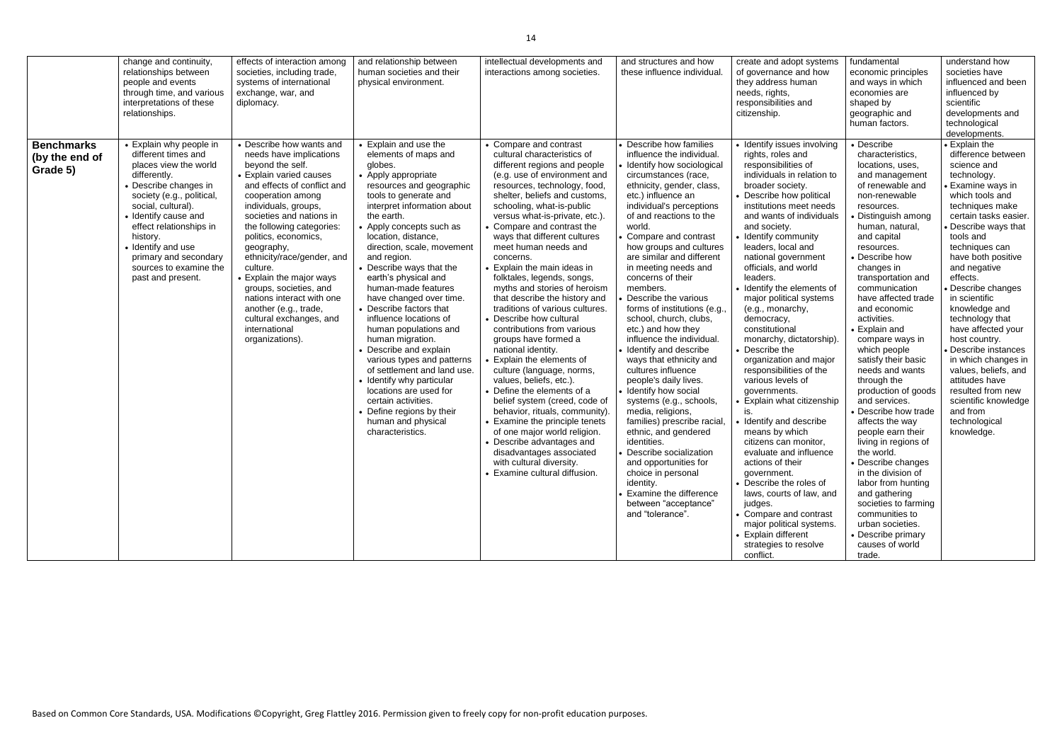| | | | | | | | | |
|---|---|---|---|---|---|---|---|---|
| | change and continuity, relationships between people and events through time, and various interpretations of these relationships. | effects of interaction among societies, including trade, systems of international exchange, war, and diplomacy. | and relationship between human societies and their physical environment. | intellectual developments and interactions among societies. | and structures and how these influence individual. | create and adopt systems of governance and how they address human needs, rights, responsibilities and citizenship. | fundamental economic principles and ways in which economies are shaped by geographic and human factors. | understand how societies have influenced and been influenced by scientific developments and technological developments. |
| **Benchmarks (by the end of Grade 5)** | • Explain why people in different times and places view the world differently.<br>• Describe changes in society (e.g., political, social, cultural).<br>• Identify cause and effect relationships in history.<br>• Identify and use primary and secondary sources to examine the past and present. | • Describe how wants and needs have implications beyond the self.<br>• Explain varied causes and effects of conflict and cooperation among individuals, groups, societies and nations in the following categories: politics, economics, geography, ethnicity/race/gender, and culture.<br>• Explain the major ways groups, societies, and nations interact with one another (e.g., trade, cultural exchanges, and international organizations). | • Explain and use the elements of maps and globes.<br>• Apply appropriate resources and geographic tools to generate and interpret information about the earth.<br>• Apply concepts such as location, distance, direction, scale, movement and region.<br>• Describe ways that the earth's physical and human-made features have changed over time.<br>• Describe factors that influence locations of human populations and human migration.<br>• Describe and explain various types and patterns of settlement and land use.<br>• Identify why particular locations are used for certain activities.<br>• Define regions by their human and physical characteristics. | • Compare and contrast cultural characteristics of different regions and people (e.g. use of environment and resources, technology, food, shelter, beliefs and customs, schooling, what-is-public versus what-is-private, etc.).<br>• Compare and contrast the ways that different cultures meet human needs and concerns.<br>• Explain the main ideas in folktales, legends, songs, myths and stories of heroism that describe the history and traditions of various cultures.<br>• Describe how cultural contributions from various groups have formed a national identity.<br>• Explain the elements of culture (language, norms, values, beliefs, etc.).<br>• Define the elements of a belief system (creed, code of behavior, rituals, community).<br>• Examine the principle tenets of one major world religion.<br>• Describe advantages and disadvantages associated with cultural diversity.<br>• Examine cultural diffusion. | • Describe how families influence the individual.<br>• Identify how sociological circumstances (race, ethnicity, gender, class, etc.) influence an individual's perceptions of and reactions to the world.<br>• Compare and contrast how groups and cultures are similar and different in meeting needs and concerns of their members.<br>• Describe the various forms of institutions (e.g., school, church, clubs, etc.) and how they influence the individual.<br>• Identify and describe ways that ethnicity and cultures influence people's daily lives.<br>• Identify how social systems (e.g., schools, media, religions, families) prescribe racial, ethnic, and gendered identities.<br>• Describe socialization and opportunities for choice in personal identity.<br>• Examine the difference between "acceptance" and "tolerance". | • Identify issues involving rights, roles and responsibilities of individuals in relation to broader society.<br>• Describe how political institutions meet needs and wants of individuals and society.<br>• Identify community leaders, local and national government officials, and world leaders.<br>• Identify the elements of major political systems (e.g., monarchy, democracy, constitutional monarchy, dictatorship).<br>• Describe the organization and major responsibilities of the various levels of governments.<br>• Explain what citizenship is.<br>• Identify and describe means by which citizens can monitor, evaluate and influence actions of their government.<br>• Describe the roles of laws, courts of law, and judges.<br>• Compare and contrast major political systems.<br>• Explain different strategies to resolve conflict. | • Describe characteristics, locations, uses, and management of renewable and non-renewable resources.<br>• Distinguish among human, natural, and capital resources.<br>• Describe how changes in transportation and communication have affected trade and economic activities.<br>• Explain and compare ways in which people satisfy their basic needs and wants through the production of goods and services.<br>• Describe how trade affects the way people earn their living in regions of the world.<br>• Describe changes in the division of labor from hunting and gathering societies to farming communities to urban societies.<br>• Describe primary causes of world trade. | • Explain the difference between science and technology.<br>• Examine ways in which tools and techniques make certain tasks easier.<br>• Describe ways that tools and techniques can have both positive and negative effects.<br>• Describe changes in scientific knowledge and technology that have affected your host country.<br>• Describe instances in which changes in values, beliefs, and attitudes have resulted from new scientific knowledge and from technological knowledge. |

Based on Common Core Standards, USA. Modifications ©Copyright, Greg Flattley 2016. Permission given to freely copy for non-profit education purposes.